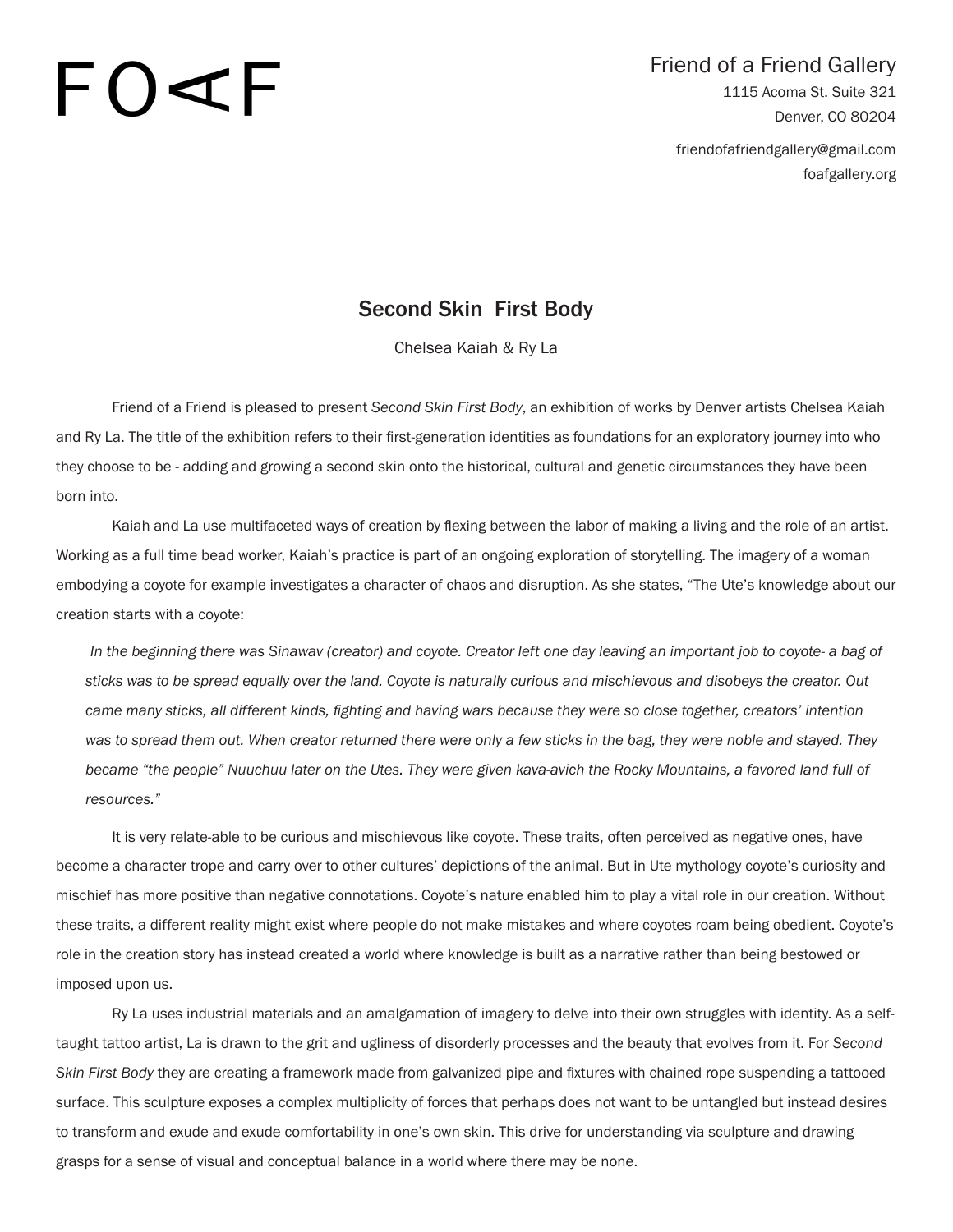# FO∢F

Friend of a Friend Gallery
1115 Acoma St. Suite 321
Denver, CO 80204

friendofafriendgallery@gmail.com
foafgallery.org

## Second Skin First Body

Chelsea Kaiah & Ry La

Friend of a Friend is pleased to present *Second Skin First Body*, an exhibition of works by Denver artists Chelsea Kaiah and Ry La. The title of the exhibition refers to their first-generation identities as foundations for an exploratory journey into who they choose to be - adding and growing a second skin onto the historical, cultural and genetic circumstances they have been born into.

Kaiah and La use multifaceted ways of creation by flexing between the labor of making a living and the role of an artist. Working as a full time bead worker, Kaiah's practice is part of an ongoing exploration of storytelling. The imagery of a woman embodying a coyote for example investigates a character of chaos and disruption. As she states, "The Ute's knowledge about our creation starts with a coyote:

> *In the beginning there was Sinawav (creator) and coyote. Creator left one day leaving an important job to coyote- a bag of sticks was to be spread equally over the land. Coyote is naturally curious and mischievous and disobeys the creator. Out came many sticks, all different kinds, fighting and having wars because they were so close together, creators' intention was to spread them out. When creator returned there were only a few sticks in the bag, they were noble and stayed. They became "the people" Nuuchuu later on the Utes. They were given kava-avich the Rocky Mountains, a favored land full of resources."*

It is very relate-able to be curious and mischievous like coyote. These traits, often perceived as negative ones, have become a character trope and carry over to other cultures' depictions of the animal. But in Ute mythology coyote's curiosity and mischief has more positive than negative connotations. Coyote's nature enabled him to play a vital role in our creation. Without these traits, a different reality might exist where people do not make mistakes and where coyotes roam being obedient. Coyote's role in the creation story has instead created a world where knowledge is built as a narrative rather than being bestowed or imposed upon us.

Ry La uses industrial materials and an amalgamation of imagery to delve into their own struggles with identity. As a self-taught tattoo artist, La is drawn to the grit and ugliness of disorderly processes and the beauty that evolves from it. For *Second Skin First Body* they are creating a framework made from galvanized pipe and fixtures with chained rope suspending a tattooed surface. This sculpture exposes a complex multiplicity of forces that perhaps does not want to be untangled but instead desires to transform and exude and exude comfortability in one's own skin. This drive for understanding via sculpture and drawing grasps for a sense of visual and conceptual balance in a world where there may be none.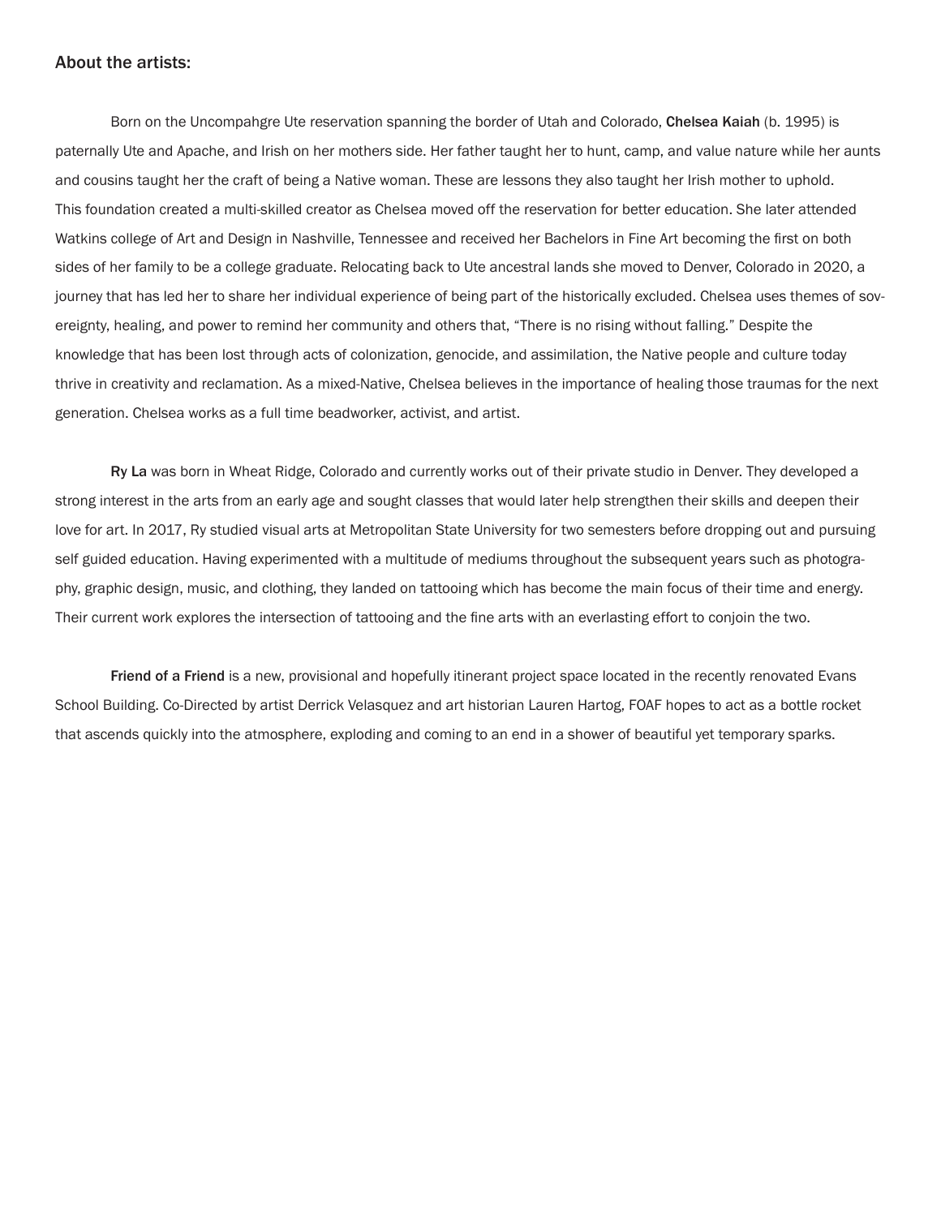## About the artists:

Born on the Uncompahgre Ute reservation spanning the border of Utah and Colorado, **Chelsea Kaiah** (b. 1995) is paternally Ute and Apache, and Irish on her mothers side. Her father taught her to hunt, camp, and value nature while her aunts and cousins taught her the craft of being a Native woman. These are lessons they also taught her Irish mother to uphold. This foundation created a multi-skilled creator as Chelsea moved off the reservation for better education. She later attended Watkins college of Art and Design in Nashville, Tennessee and received her Bachelors in Fine Art becoming the first on both sides of her family to be a college graduate. Relocating back to Ute ancestral lands she moved to Denver, Colorado in 2020, a journey that has led her to share her individual experience of being part of the historically excluded. Chelsea uses themes of sovereignty, healing, and power to remind her community and others that, "There is no rising without falling." Despite the knowledge that has been lost through acts of colonization, genocide, and assimilation, the Native people and culture today thrive in creativity and reclamation. As a mixed-Native, Chelsea believes in the importance of healing those traumas for the next generation. Chelsea works as a full time beadworker, activist, and artist.

**Ry La** was born in Wheat Ridge, Colorado and currently works out of their private studio in Denver. They developed a strong interest in the arts from an early age and sought classes that would later help strengthen their skills and deepen their love for art. In 2017, Ry studied visual arts at Metropolitan State University for two semesters before dropping out and pursuing self guided education. Having experimented with a multitude of mediums throughout the subsequent years such as photography, graphic design, music, and clothing, they landed on tattooing which has become the main focus of their time and energy. Their current work explores the intersection of tattooing and the fine arts with an everlasting effort to conjoin the two.

**Friend of a Friend** is a new, provisional and hopefully itinerant project space located in the recently renovated Evans School Building. Co-Directed by artist Derrick Velasquez and art historian Lauren Hartog, FOAF hopes to act as a bottle rocket that ascends quickly into the atmosphere, exploding and coming to an end in a shower of beautiful yet temporary sparks.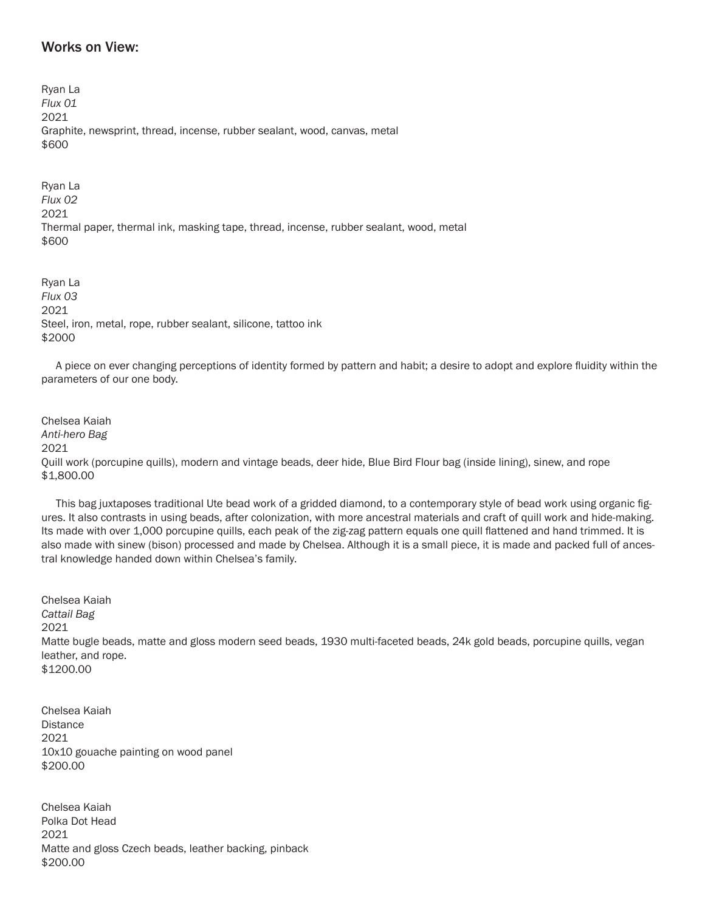## Works on View:

Ryan La  
*Flux 01*  
2021  
Graphite, newsprint, thread, incense, rubber sealant, wood, canvas, metal  
$600

Ryan La  
*Flux 02*  
2021  
Thermal paper, thermal ink, masking tape, thread, incense, rubber sealant, wood, metal  
$600

Ryan La  
*Flux 03*  
2021  
Steel, iron, metal, rope, rubber sealant, silicone, tattoo ink  
$2000

A piece on ever changing perceptions of identity formed by pattern and habit; a desire to adopt and explore fluidity within the parameters of our one body.

Chelsea Kaiah  
*Anti-hero Bag*  
2021  
Quill work (porcupine quills), modern and vintage beads, deer hide, Blue Bird Flour bag (inside lining), sinew, and rope  
$1,800.00

This bag juxtaposes traditional Ute bead work of a gridded diamond, to a contemporary style of bead work using organic figures. It also contrasts in using beads, after colonization, with more ancestral materials and craft of quill work and hide-making. Its made with over 1,000 porcupine quills, each peak of the zig-zag pattern equals one quill flattened and hand trimmed. It is also made with sinew (bison) processed and made by Chelsea. Although it is a small piece, it is made and packed full of ancestral knowledge handed down within Chelsea's family.

Chelsea Kaiah  
*Cattail Bag*  
2021  
Matte bugle beads, matte and gloss modern seed beads, 1930 multi-faceted beads, 24k gold beads, porcupine quills, vegan leather, and rope.  
$1200.00

Chelsea Kaiah  
Distance  
2021  
10x10 gouache painting on wood panel  
$200.00

Chelsea Kaiah  
Polka Dot Head  
2021  
Matte and gloss Czech beads, leather backing, pinback  
$200.00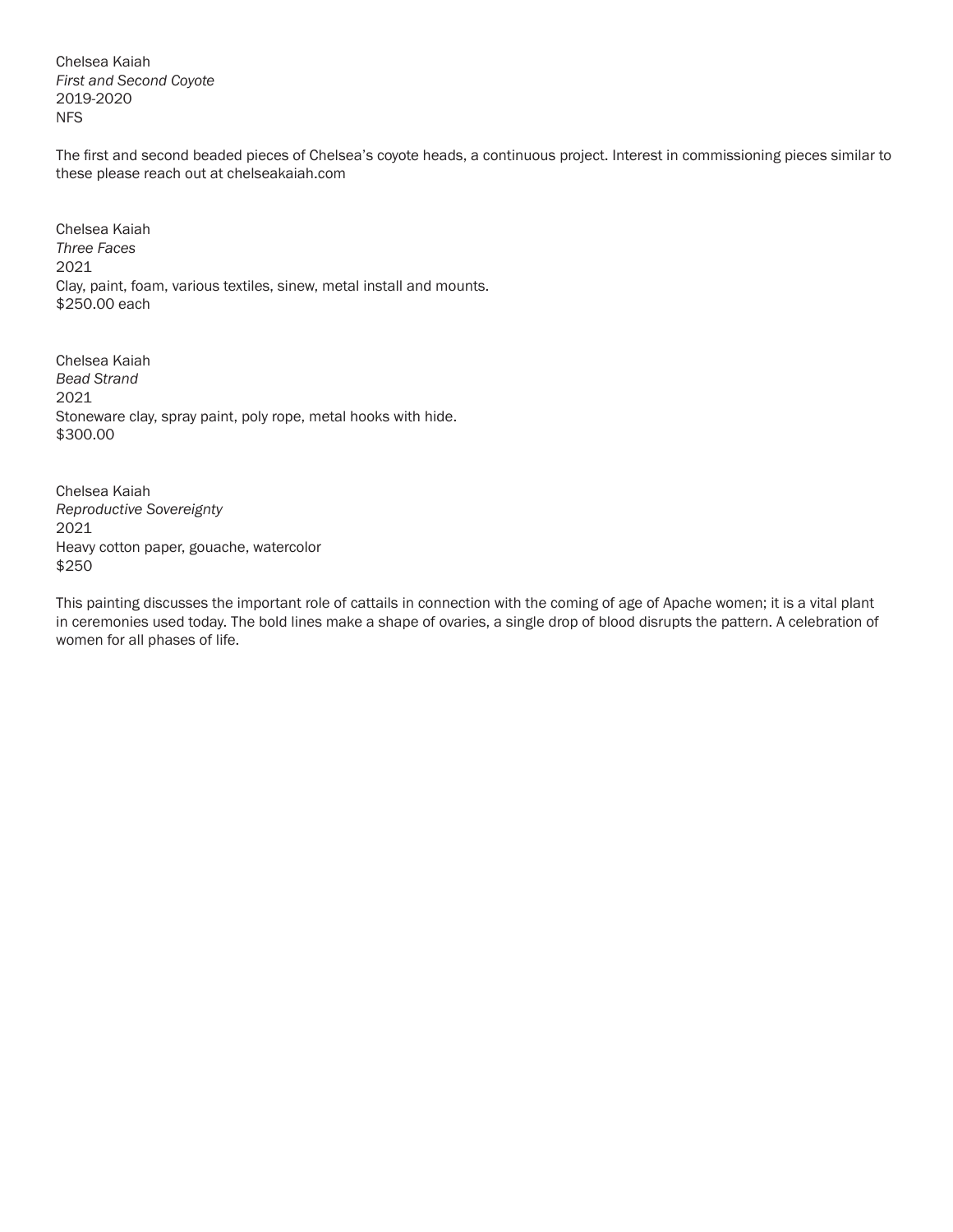Chelsea Kaiah
*First and Second Coyote*
2019-2020
NFS

The first and second beaded pieces of Chelsea's coyote heads, a continuous project. Interest in commissioning pieces similar to these please reach out at chelseakaiah.com

Chelsea Kaiah
*Three Faces*
2021
Clay, paint, foam, various textiles, sinew, metal install and mounts.
$250.00 each

Chelsea Kaiah
*Bead Strand*
2021
Stoneware clay, spray paint, poly rope, metal hooks with hide.
$300.00

Chelsea Kaiah
*Reproductive Sovereignty*
2021
Heavy cotton paper, gouache, watercolor
$250

This painting discusses the important role of cattails in connection with the coming of age of Apache women; it is a vital plant in ceremonies used today. The bold lines make a shape of ovaries, a single drop of blood disrupts the pattern. A celebration of women for all phases of life.